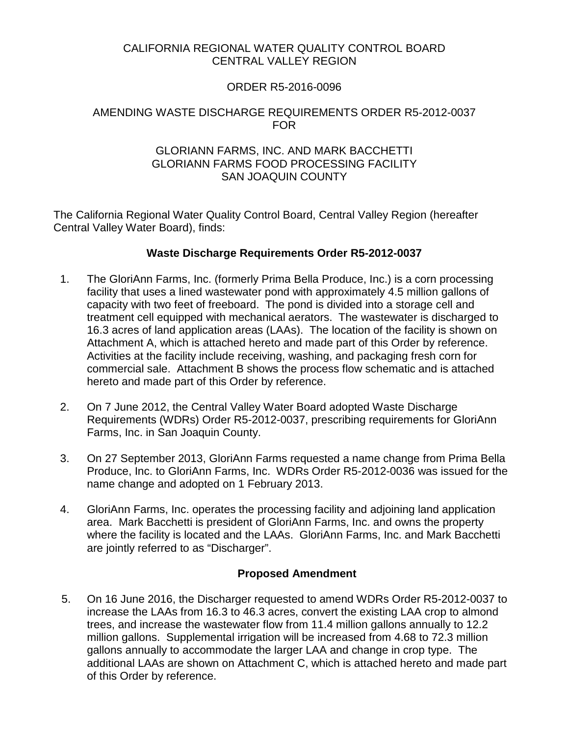CALIFORNIA REGIONAL WATER QUALITY CONTROL BOARD
CENTRAL VALLEY REGION

ORDER R5-2016-0096

AMENDING WASTE DISCHARGE REQUIREMENTS ORDER R5-2012-0037
FOR

GLORIANN FARMS, INC. AND MARK BACCHETTI
GLORIANN FARMS FOOD PROCESSING FACILITY
SAN JOAQUIN COUNTY

The California Regional Water Quality Control Board, Central Valley Region (hereafter Central Valley Water Board), finds:

## Waste Discharge Requirements Order R5-2012-0037

1. The GloriAnn Farms, Inc. (formerly Prima Bella Produce, Inc.) is a corn processing facility that uses a lined wastewater pond with approximately 4.5 million gallons of capacity with two feet of freeboard. The pond is divided into a storage cell and treatment cell equipped with mechanical aerators. The wastewater is discharged to 16.3 acres of land application areas (LAAs). The location of the facility is shown on Attachment A, which is attached hereto and made part of this Order by reference. Activities at the facility include receiving, washing, and packaging fresh corn for commercial sale. Attachment B shows the process flow schematic and is attached hereto and made part of this Order by reference.

2. On 7 June 2012, the Central Valley Water Board adopted Waste Discharge Requirements (WDRs) Order R5-2012-0037, prescribing requirements for GloriAnn Farms, Inc. in San Joaquin County.

3. On 27 September 2013, GloriAnn Farms requested a name change from Prima Bella Produce, Inc. to GloriAnn Farms, Inc. WDRs Order R5-2012-0036 was issued for the name change and adopted on 1 February 2013.

4. GloriAnn Farms, Inc. operates the processing facility and adjoining land application area. Mark Bacchetti is president of GloriAnn Farms, Inc. and owns the property where the facility is located and the LAAs. GloriAnn Farms, Inc. and Mark Bacchetti are jointly referred to as "Discharger".

## Proposed Amendment

5. On 16 June 2016, the Discharger requested to amend WDRs Order R5-2012-0037 to increase the LAAs from 16.3 to 46.3 acres, convert the existing LAA crop to almond trees, and increase the wastewater flow from 11.4 million gallons annually to 12.2 million gallons. Supplemental irrigation will be increased from 4.68 to 72.3 million gallons annually to accommodate the larger LAA and change in crop type. The additional LAAs are shown on Attachment C, which is attached hereto and made part of this Order by reference.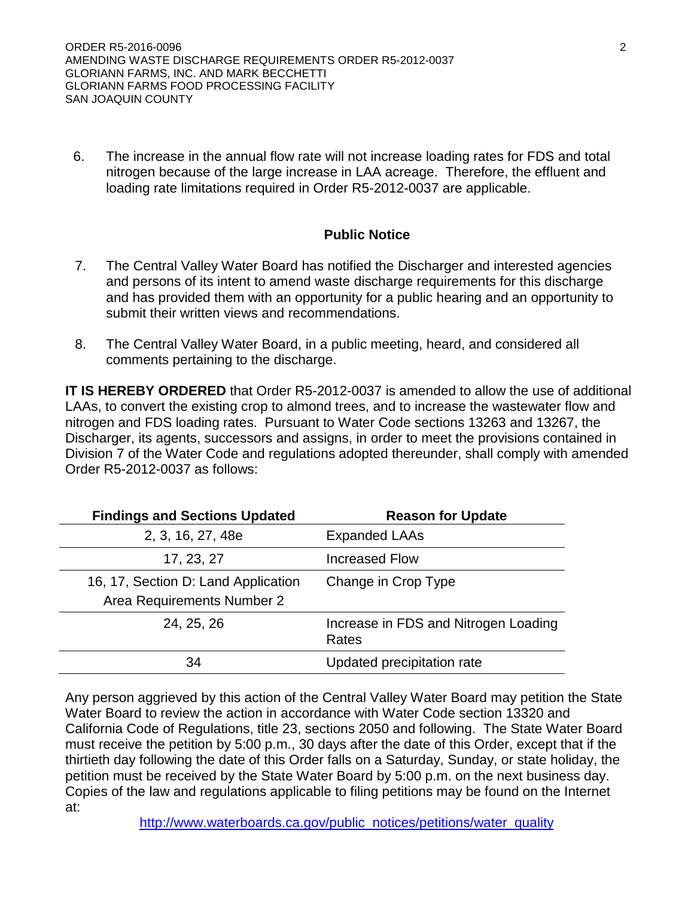6. The increase in the annual flow rate will not increase loading rates for FDS and total nitrogen because of the large increase in LAA acreage. Therefore, the effluent and loading rate limitations required in Order R5-2012-0037 are applicable.

### Public Notice

7. The Central Valley Water Board has notified the Discharger and interested agencies and persons of its intent to amend waste discharge requirements for this discharge and has provided them with an opportunity for a public hearing and an opportunity to submit their written views and recommendations.

8. The Central Valley Water Board, in a public meeting, heard, and considered all comments pertaining to the discharge.

**IT IS HEREBY ORDERED** that Order R5-2012-0037 is amended to allow the use of additional LAAs, to convert the existing crop to almond trees, and to increase the wastewater flow and nitrogen and FDS loading rates. Pursuant to Water Code sections 13263 and 13267, the Discharger, its agents, successors and assigns, in order to meet the provisions contained in Division 7 of the Water Code and regulations adopted thereunder, shall comply with amended Order R5-2012-0037 as follows:

| Findings and Sections Updated | Reason for Update |
|---|---|
| 2, 3, 16, 27, 48e | Expanded LAAs |
| 17, 23, 27 | Increased Flow |
| 16, 17, Section D: Land Application Area Requirements Number 2 | Change in Crop Type |
| 24, 25, 26 | Increase in FDS and Nitrogen Loading Rates |
| 34 | Updated precipitation rate |

Any person aggrieved by this action of the Central Valley Water Board may petition the State Water Board to review the action in accordance with Water Code section 13320 and California Code of Regulations, title 23, sections 2050 and following. The State Water Board must receive the petition by 5:00 p.m., 30 days after the date of this Order, except that if the thirtieth day following the date of this Order falls on a Saturday, Sunday, or state holiday, the petition must be received by the State Water Board by 5:00 p.m. on the next business day. Copies of the law and regulations applicable to filing petitions may be found on the Internet at:

http://www.waterboards.ca.gov/public_notices/petitions/water_quality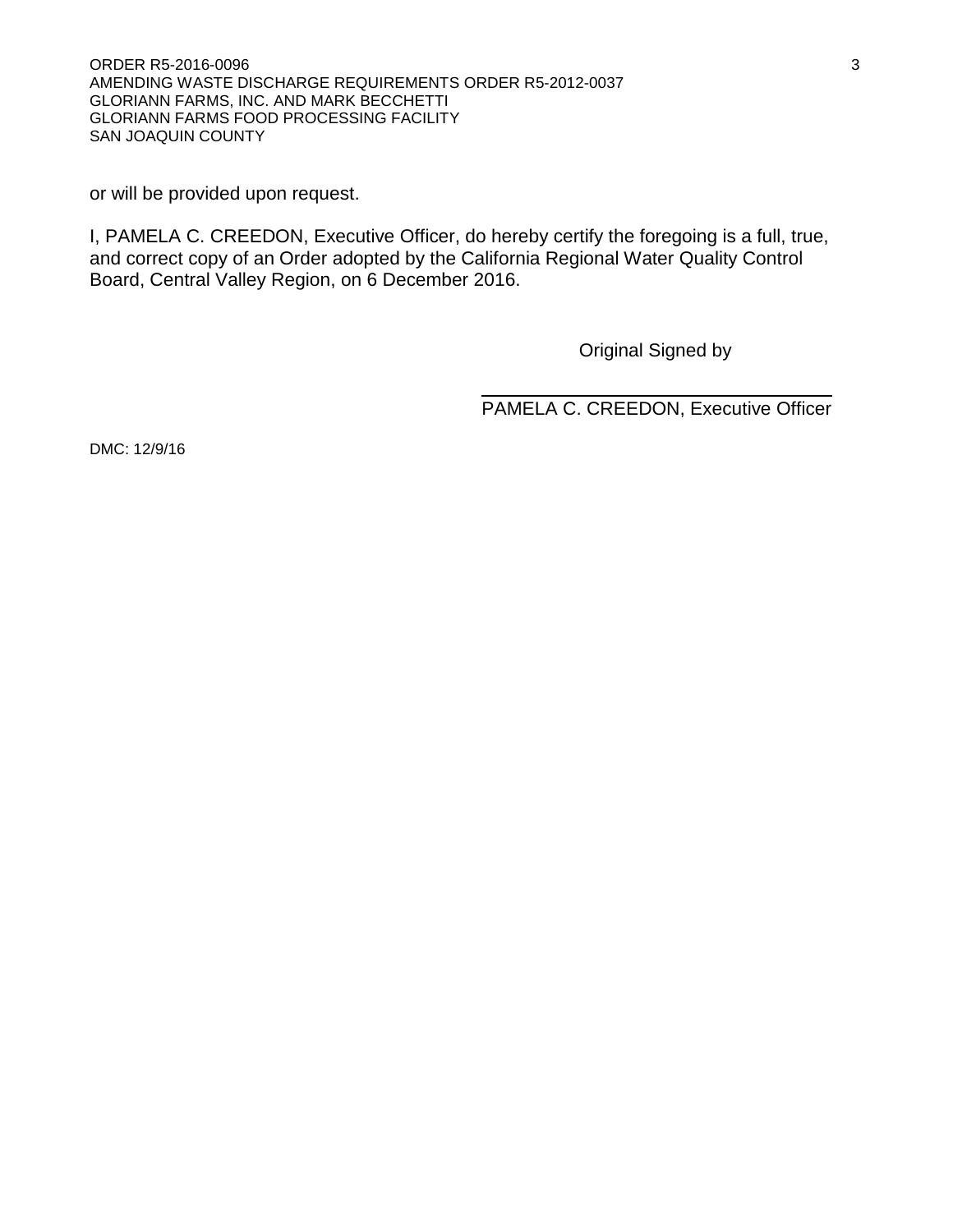or will be provided upon request.

I, PAMELA C. CREEDON, Executive Officer, do hereby certify the foregoing is a full, true, and correct copy of an Order adopted by the California Regional Water Quality Control Board, Central Valley Region, on 6 December 2016.

Original Signed by

PAMELA C. CREEDON, Executive Officer

DMC: 12/9/16